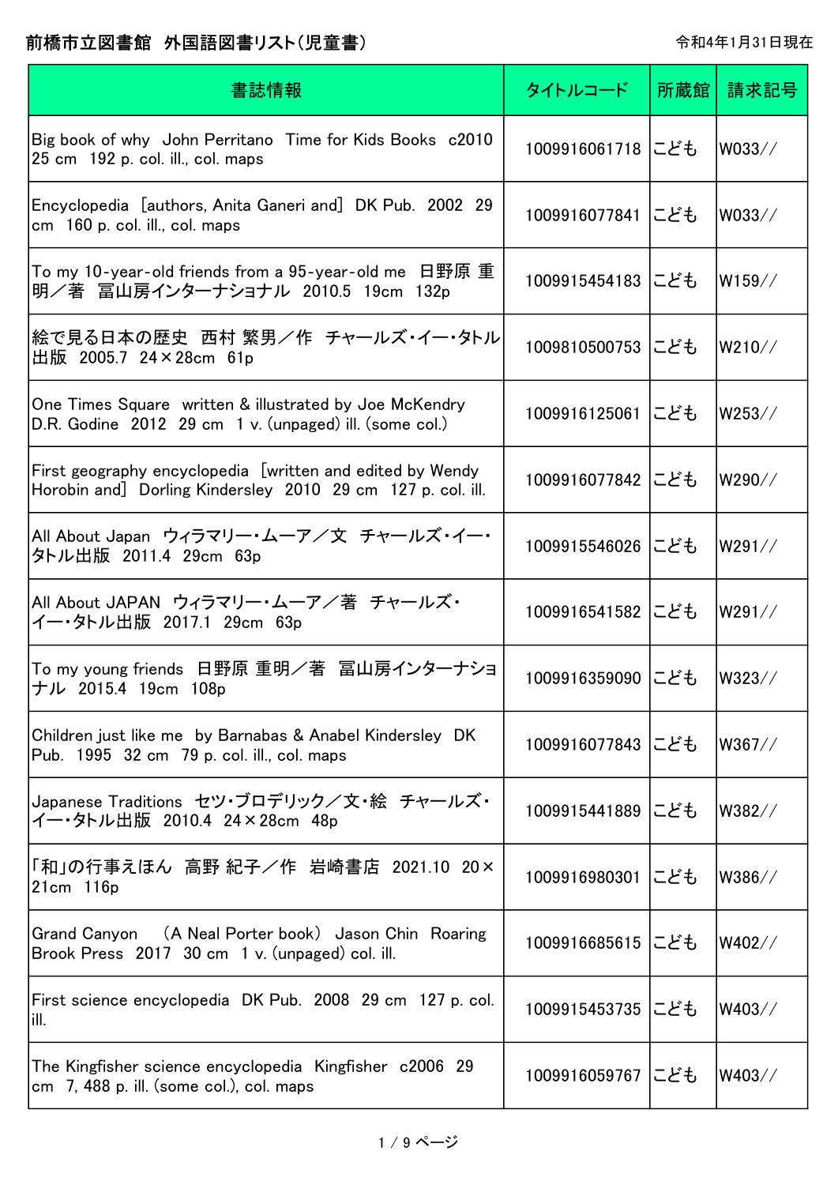# 前橋市立図書館　外国語図書リスト（児童書）

令和4年1月31日現在

| 書誌情報 | タイトルコード | 所蔵館 | 請求記号 |
|---|---|---|---|
| Big book of why　John Perritano　Time for Kids Books　c2010　25 cm　192 p. col. ill., col. maps | 1009916061718 | こども | W033// |
| Encyclopedia　[authors, Anita Ganeri and]　DK Pub.　2002　29 cm　160 p. col. ill., col. maps | 1009916077841 | こども | W033// |
| To my 10-year-old friends from a 95-year-old me　日野原 重明／著　冨山房インターナショナル　2010.5　19cm　132p | 1009915454183 | こども | W159// |
| 絵で見る日本の歴史　西村 繁男／作　チャールズ・イー・タトル出版　2005.7　24×28cm　61p | 1009810500753 | こども | W210// |
| One Times Square　written & illustrated by Joe McKendry　D.R. Godine　2012　29 cm　1 v. (unpaged) ill. (some col.) | 1009916125061 | こども | W253// |
| First geography encyclopedia　[written and edited by Wendy Horobin and]　Dorling Kindersley　2010　29 cm　127 p. col. ill. | 1009916077842 | こども | W290// |
| All About Japan　ウィラマリー・ムーア／文　チャールズ・イー・タトル出版　2011.4　29cm　63p | 1009915546026 | こども | W291// |
| All About JAPAN　ウィラマリー・ムーア／著　チャールズ・イー・タトル出版　2017.1　29cm　63p | 1009916541582 | こども | W291// |
| To my young friends　日野原 重明／著　冨山房インターナショナル　2015.4　19cm　108p | 1009916359090 | こども | W323// |
| Children just like me　by Barnabas & Anabel Kindersley　DK Pub.　1995　32 cm　79 p. col. ill., col. maps | 1009916077843 | こども | W367// |
| Japanese Traditions　セツ・ブロデリック／文・絵　チャールズ・イー・タトル出版　2010.4　24×28cm　48p | 1009915441889 | こども | W382// |
| 「和」の行事えほん　高野 紀子／作　岩崎書店　2021.10　20×21cm　116p | 1009916980301 | こども | W386// |
| Grand Canyon　(A Neal Porter book)　Jason Chin　Roaring Brook Press　2017　30 cm　1 v. (unpaged) col. ill. | 1009916685615 | こども | W402// |
| First science encyclopedia　DK Pub.　2008　29 cm　127 p. col. ill. | 1009915453735 | こども | W403// |
| The Kingfisher science encyclopedia　Kingfisher　c2006　29 cm　7, 488 p. ill. (some col.), col. maps | 1009916059767 | こども | W403// |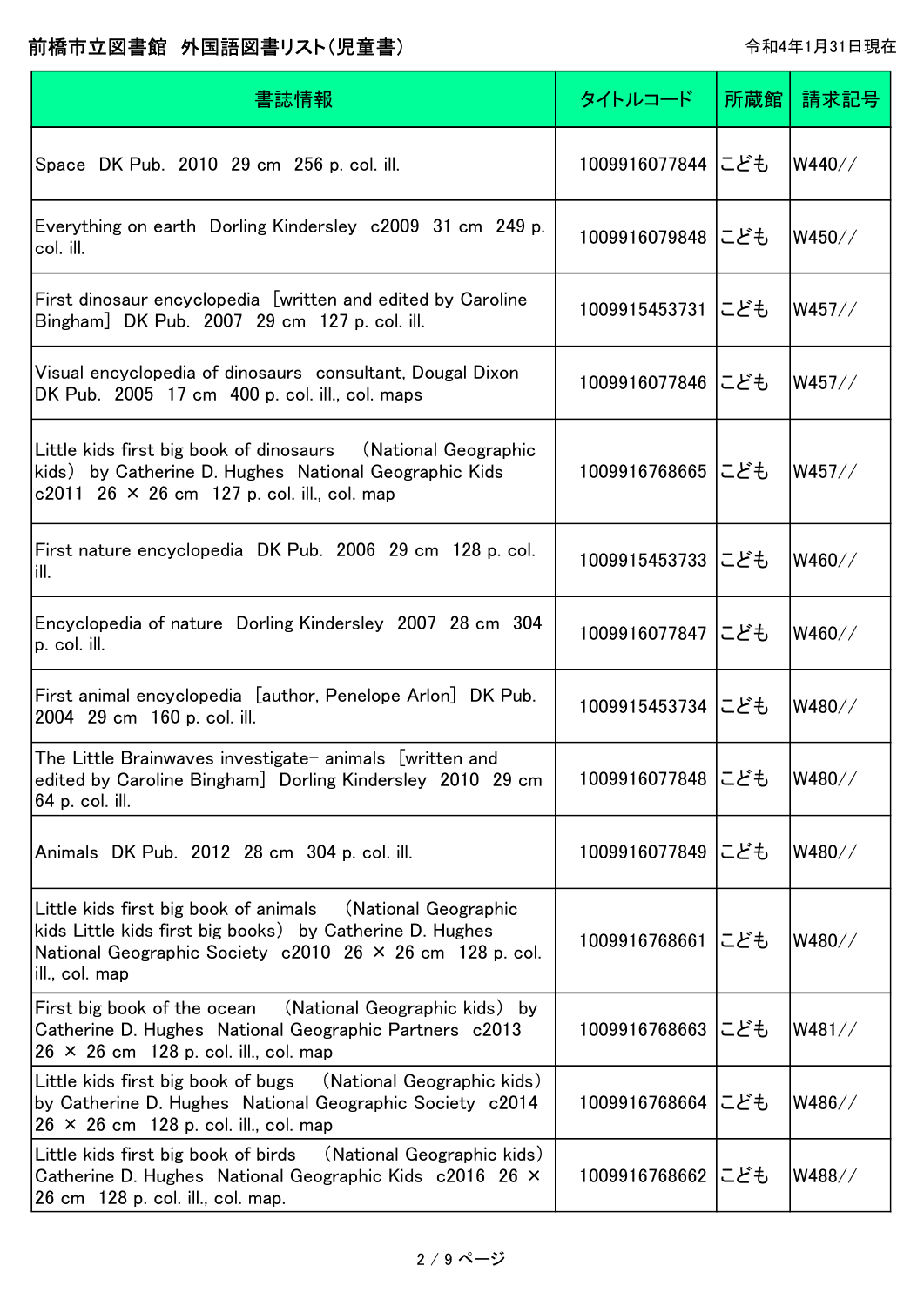| 書誌情報 | タイトルコード | 所蔵館 | 請求記号 |
| --- | --- | --- | --- |
| Space DK Pub. 2010 29 cm 256 p. col. ill. | 1009916077844 | こども | W440// |
| Everything on earth Dorling Kindersley c2009 31 cm 249 p. col. ill. | 1009916079848 | こども | W450// |
| First dinosaur encyclopedia [written and edited by Caroline Bingham] DK Pub. 2007 29 cm 127 p. col. ill. | 1009915453731 | こども | W457// |
| Visual encyclopedia of dinosaurs consultant, Dougal Dixon DK Pub. 2005 17 cm 400 p. col. ill., col. maps | 1009916077846 | こども | W457// |
| Little kids first big book of dinosaurs (National Geographic kids) by Catherine D. Hughes National Geographic Kids c2011 26 × 26 cm 127 p. col. ill., col. map | 1009916768665 | こども | W457// |
| First nature encyclopedia DK Pub. 2006 29 cm 128 p. col. ill. | 1009915453733 | こども | W460// |
| Encyclopedia of nature Dorling Kindersley 2007 28 cm 304 p. col. ill. | 1009916077847 | こども | W460// |
| First animal encyclopedia [author, Penelope Arlon] DK Pub. 2004 29 cm 160 p. col. ill. | 1009915453734 | こども | W480// |
| The Little Brainwaves investigate- animals [written and edited by Caroline Bingham] Dorling Kindersley 2010 29 cm 64 p. col. ill. | 1009916077848 | こども | W480// |
| Animals DK Pub. 2012 28 cm 304 p. col. ill. | 1009916077849 | こども | W480// |
| Little kids first big book of animals (National Geographic kids Little kids first big books) by Catherine D. Hughes National Geographic Society c2010 26 × 26 cm 128 p. col. ill., col. map | 1009916768661 | こども | W480// |
| First big book of the ocean (National Geographic kids) by Catherine D. Hughes National Geographic Partners c2013 26 × 26 cm 128 p. col. ill., col. map | 1009916768663 | こども | W481// |
| Little kids first big book of bugs (National Geographic kids) by Catherine D. Hughes National Geographic Society c2014 26 × 26 cm 128 p. col. ill., col. map | 1009916768664 | こども | W486// |
| Little kids first big book of birds (National Geographic kids) Catherine D. Hughes National Geographic Kids c2016 26 × 26 cm 128 p. col. ill., col. map. | 1009916768662 | こども | W488// |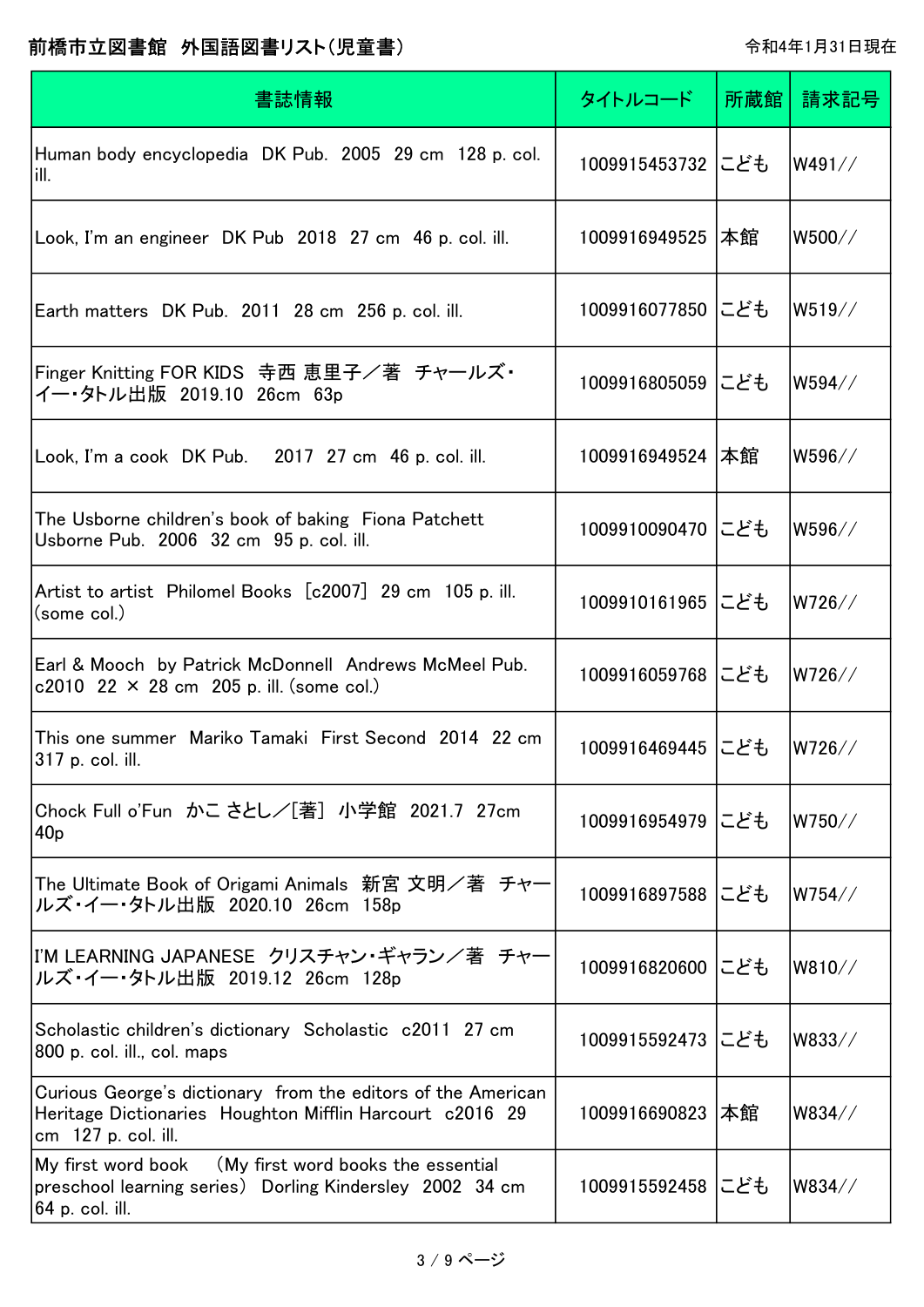# 前橋市立図書館　外国語図書リスト（児童書）

令和4年1月31日現在

| 書誌情報 | タイトルコード | 所蔵館 | 請求記号 |
| --- | --- | --- | --- |
| Human body encyclopedia　DK Pub.　2005　29 cm　128 p. col. ill. | 1009915453732 | こども | W491// |
| Look, I'm an engineer　DK Pub　2018　27 cm　46 p. col. ill. | 1009916949525 | 本館 | W500// |
| Earth matters　DK Pub.　2011　28 cm　256 p. col. ill. | 1009916077850 | こども | W519// |
| Finger Knitting FOR KIDS　寺西 恵里子／著　チャールズ・イー・タトル出版　2019.10　26cm　63p | 1009916805059 | こども | W594// |
| Look, I'm a cook　DK Pub.　2017　27 cm　46 p. col. ill. | 1009916949524 | 本館 | W596// |
| The Usborne children's book of baking　Fiona Patchett　Usborne Pub.　2006　32 cm　95 p. col. ill. | 1009910090470 | こども | W596// |
| Artist to artist　Philomel Books　[c2007]　29 cm　105 p. ill. (some col.) | 1009910161965 | こども | W726// |
| Earl & Mooch　by Patrick McDonnell　Andrews McMeel Pub.　c2010　22 × 28 cm　205 p. ill. (some col.) | 1009916059768 | こども | W726// |
| This one summer　Mariko Tamaki　First Second　2014　22 cm　317 p. col. ill. | 1009916469445 | こども | W726// |
| Chock Full o'Fun　かこ さとし／[著]　小学館　2021.7　27cm　40p | 1009916954979 | こども | W750// |
| The Ultimate Book of Origami Animals　新宮 文明／著　チャールズ・イー・タトル出版　2020.10　26cm　158p | 1009916897588 | こども | W754// |
| I'M LEARNING JAPANESE　クリスチャン・ギャラン／著　チャールズ・イー・タトル出版　2019.12　26cm　128p | 1009916820600 | こども | W810// |
| Scholastic children's dictionary　Scholastic　c2011　27 cm　800 p. col. ill., col. maps | 1009915592473 | こども | W833// |
| Curious George's dictionary　from the editors of the American Heritage Dictionaries　Houghton Mifflin Harcourt　c2016　29 cm　127 p. col. ill. | 1009916690823 | 本館 | W834// |
| My first word book　（My first word books the essential preschool learning series）　Dorling Kindersley　2002　34 cm　64 p. col. ill. | 1009915592458 | こども | W834// |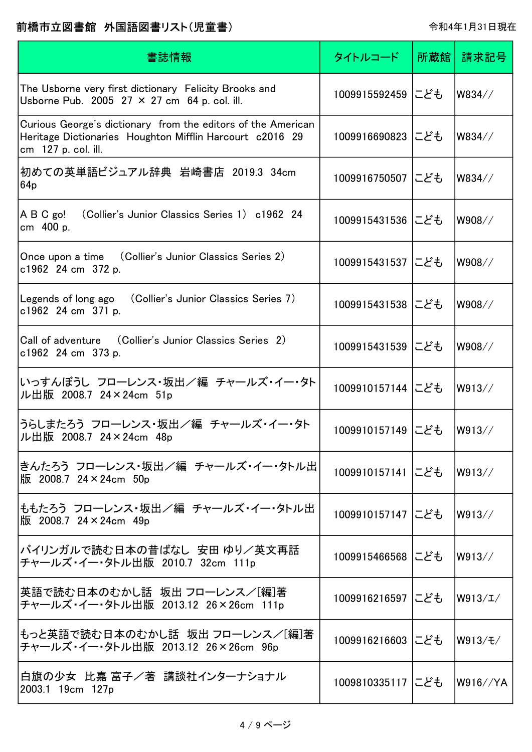# 前橋市立図書館 外国語図書リスト(児童書)

令和4年1月31日現在

| 書誌情報 | タイトルコード | 所蔵館 | 請求記号 |
| --- | --- | --- | --- |
| The Usborne very first dictionary Felicity Brooks and Usborne Pub. 2005 27 × 27 cm 64 p. col. ill. | 1009915592459 | こども | W834// |
| Curious George's dictionary from the editors of the American Heritage Dictionaries Houghton Mifflin Harcourt c2016 29 cm 127 p. col. ill. | 1009916690823 | こども | W834// |
| 初めての英単語ビジュアル辞典 岩崎書店 2019.3 34cm 64p | 1009916750507 | こども | W834// |
| A B C go! (Collier's Junior Classics Series 1) c1962 24 cm 400 p. | 1009915431536 | こども | W908// |
| Once upon a time (Collier's Junior Classics Series 2) c1962 24 cm 372 p. | 1009915431537 | こども | W908// |
| Legends of long ago (Collier's Junior Classics Series 7) c1962 24 cm 371 p. | 1009915431538 | こども | W908// |
| Call of adventure (Collier's Junior Classics Series 2) c1962 24 cm 373 p. | 1009915431539 | こども | W908// |
| いっすんぼうし フローレンス・坂出/編 チャールズ・イー・タトル出版 2008.7 24×24cm 51p | 1009910157144 | こども | W913// |
| うらしまたろう フローレンス・坂出/編 チャールズ・イー・タトル出版 2008.7 24×24cm 48p | 1009910157149 | こども | W913// |
| きんたろう フローレンス・坂出/編 チャールズ・イー・タトル出版 2008.7 24×24cm 50p | 1009910157141 | こども | W913// |
| ももたろう フローレンス・坂出/編 チャールズ・イー・タトル出版 2008.7 24×24cm 49p | 1009910157147 | こども | W913// |
| バイリンガルで読む日本の昔ばなし 安田 ゆり/英文再話 チャールズ・イー・タトル出版 2010.7 32cm 111p | 1009915466568 | こども | W913// |
| 英語で読む日本のむかし話 坂出 フローレンス/[編]著 チャールズ・イー・タトル出版 2013.12 26×26cm 111p | 1009916216597 | こども | W913/エ/ |
| もっと英語で読む日本のむかし話 坂出 フローレンス/[編]著 チャールズ・イー・タトル出版 2013.12 26×26cm 96p | 1009916216603 | こども | W913/モ/ |
| 白旗の少女 比嘉 富子/著 講談社インターナショナル 2003.1 19cm 127p | 1009810335117 | こども | W916//YA |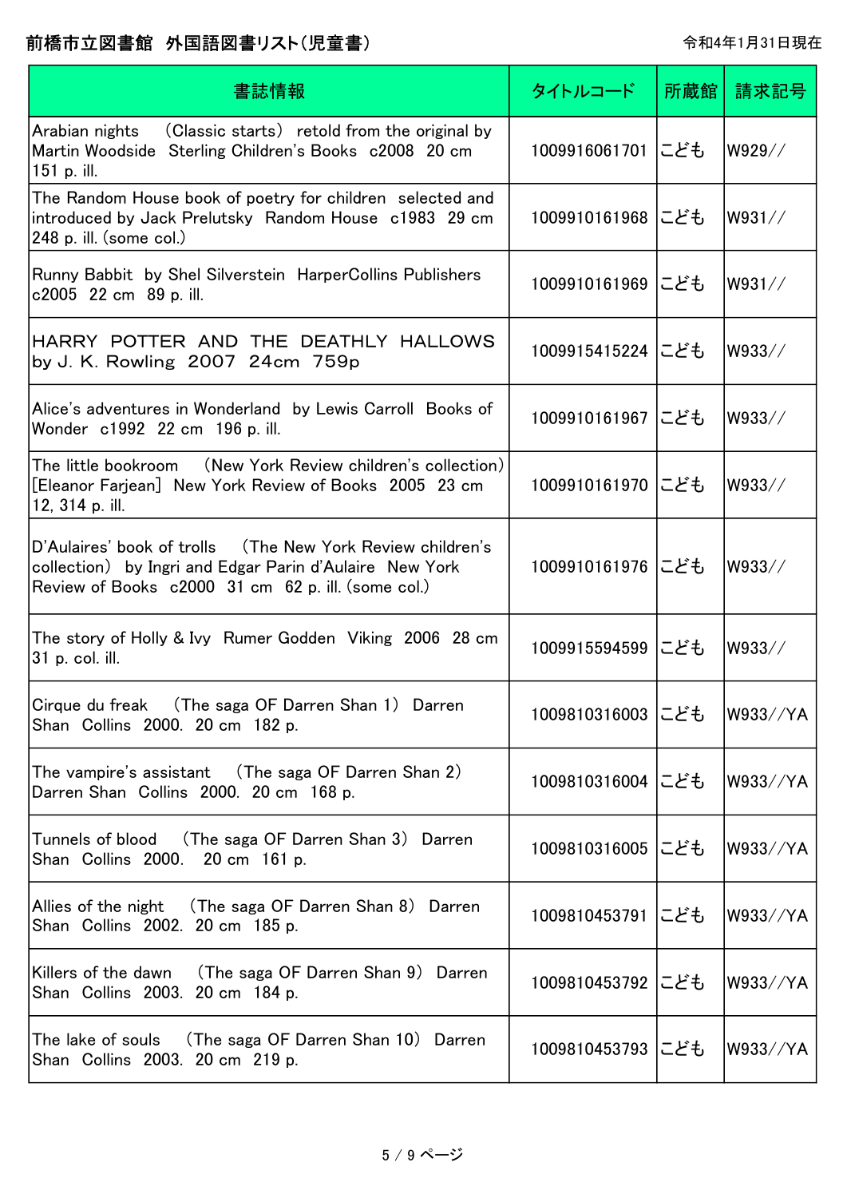# 前橋市立図書館　外国語図書リスト(児童書)

令和4年1月31日現在

| 書誌情報 | タイトルコード | 所蔵館 | 請求記号 |
| --- | --- | --- | --- |
| Arabian nights　(Classic starts)　retold from the original by Martin Woodside　Sterling Children's Books　c2008　20 cm 151 p. ill. | 1009916061701 | こども | W929// |
| The Random House book of poetry for children　selected and introduced by Jack Prelutsky　Random House　c1983　29 cm 248 p. ill. (some col.) | 1009910161968 | こども | W931// |
| Runny Babbit　by Shel Silverstein　HarperCollins Publishers c2005　22 cm　89 p. ill. | 1009910161969 | こども | W931// |
| HARRY POTTER AND THE DEATHLY HALLOWS by J. K. Rowling　2007　24cm　759p | 1009915415224 | こども | W933// |
| Alice's adventures in Wonderland　by Lewis Carroll　Books of Wonder　c1992　22 cm　196 p. ill. | 1009910161967 | こども | W933// |
| The little bookroom　(New York Review children's collection) [Eleanor Farjean]　New York Review of Books　2005　23 cm 12, 314 p. ill. | 1009910161970 | こども | W933// |
| D'Aulaires' book of trolls　(The New York Review children's collection)　by Ingri and Edgar Parin d'Aulaire　New York Review of Books　c2000　31 cm　62 p. ill. (some col.) | 1009910161976 | こども | W933// |
| The story of Holly & Ivy　Rumer Godden　Viking　2006　28 cm 31 p. col. ill. | 1009915594599 | こども | W933// |
| Cirque du freak　(The saga OF Darren Shan 1)　Darren Shan　Collins　2000.　20 cm　182 p. | 1009810316003 | こども | W933//YA |
| The vampire's assistant　(The saga OF Darren Shan 2) Darren Shan　Collins　2000.　20 cm　168 p. | 1009810316004 | こども | W933//YA |
| Tunnels of blood　(The saga OF Darren Shan 3)　Darren Shan　Collins　2000.　20 cm　161 p. | 1009810316005 | こども | W933//YA |
| Allies of the night　(The saga OF Darren Shan 8)　Darren Shan　Collins　2002.　20 cm　185 p. | 1009810453791 | こども | W933//YA |
| Killers of the dawn　(The saga OF Darren Shan 9)　Darren Shan　Collins　2003.　20 cm　184 p. | 1009810453792 | こども | W933//YA |
| The lake of souls　(The saga OF Darren Shan 10)　Darren Shan　Collins　2003.　20 cm　219 p. | 1009810453793 | こども | W933//YA |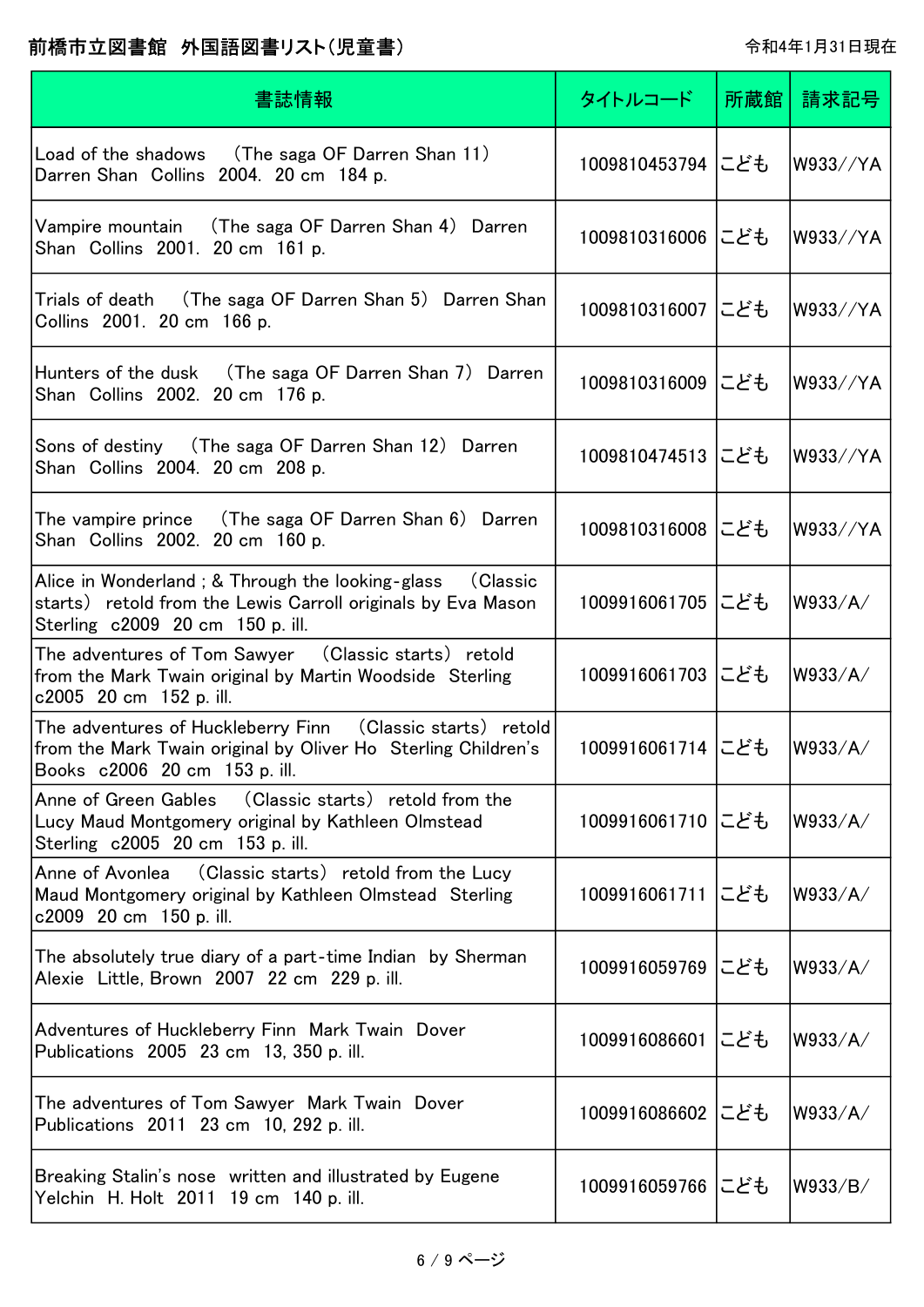# 前橋市立図書館　外国語図書リスト(児童書)

令和4年1月31日現在

| 書誌情報 | タイトルコード | 所蔵館 | 請求記号 |
| --- | --- | --- | --- |
| Load of the shadows　(The saga OF Darren Shan 11)　Darren Shan　Collins　2004.　20 cm　184 p. | 1009810453794 | こども | W933//YA |
| Vampire mountain　(The saga OF Darren Shan 4)　Darren Shan　Collins　2001.　20 cm　161 p. | 1009810316006 | こども | W933//YA |
| Trials of death　(The saga OF Darren Shan 5)　Darren Shan　Collins　2001.　20 cm　166 p. | 1009810316007 | こども | W933//YA |
| Hunters of the dusk　(The saga OF Darren Shan 7)　Darren Shan　Collins　2002.　20 cm　176 p. | 1009810316009 | こども | W933//YA |
| Sons of destiny　(The saga OF Darren Shan 12)　Darren Shan　Collins　2004.　20 cm　208 p. | 1009810474513 | こども | W933//YA |
| The vampire prince　(The saga OF Darren Shan 6)　Darren Shan　Collins　2002.　20 cm　160 p. | 1009810316008 | こども | W933//YA |
| Alice in Wonderland ; & Through the looking-glass　(Classic starts)　retold from the Lewis Carroll originals by Eva Mason　Sterling　c2009　20 cm　150 p. ill. | 1009916061705 | こども | W933/A/ |
| The adventures of Tom Sawyer　(Classic starts)　retold from the Mark Twain original by Martin Woodside　Sterling　c2005　20 cm　152 p. ill. | 1009916061703 | こども | W933/A/ |
| The adventures of Huckleberry Finn　(Classic starts)　retold from the Mark Twain original by Oliver Ho　Sterling Children's Books　c2006　20 cm　153 p. ill. | 1009916061714 | こども | W933/A/ |
| Anne of Green Gables　(Classic starts)　retold from the Lucy Maud Montgomery original by Kathleen Olmstead　Sterling　c2005　20 cm　153 p. ill. | 1009916061710 | こども | W933/A/ |
| Anne of Avonlea　(Classic starts)　retold from the Lucy Maud Montgomery original by Kathleen Olmstead　Sterling　c2009　20 cm　150 p. ill. | 1009916061711 | こども | W933/A/ |
| The absolutely true diary of a part-time Indian　by Sherman Alexie　Little, Brown　2007　22 cm　229 p. ill. | 1009916059769 | こども | W933/A/ |
| Adventures of Huckleberry Finn　Mark Twain　Dover Publications　2005　23 cm　13, 350 p. ill. | 1009916086601 | こども | W933/A/ |
| The adventures of Tom Sawyer　Mark Twain　Dover Publications　2011　23 cm　10, 292 p. ill. | 1009916086602 | こども | W933/A/ |
| Breaking Stalin's nose　written and illustrated by Eugene Yelchin　H. Holt　2011　19 cm　140 p. ill. | 1009916059766 | こども | W933/B/ |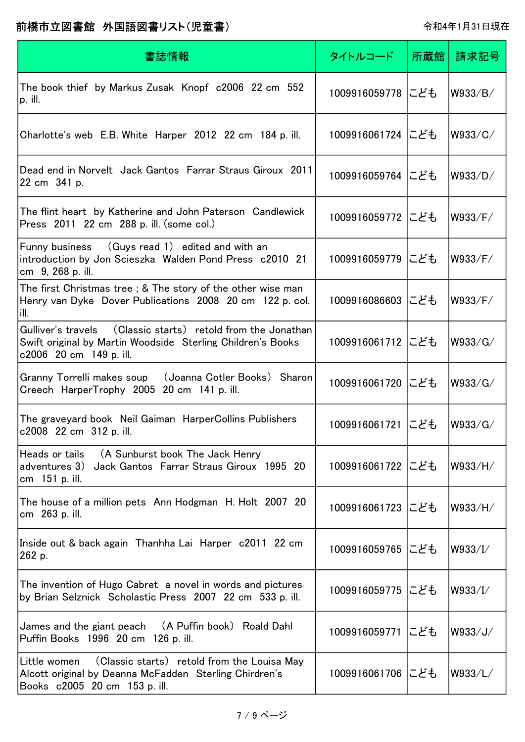# 前橋市立図書館 外国語図書リスト(児童書)

令和4年1月31日現在

| 書誌情報 | タイトルコード | 所蔵館 | 請求記号 |
|---|---|---|---|
| The book thief by Markus Zusak Knopf c2006 22 cm 552 p. ill. | 1009916059778 | こども | W933/B/ |
| Charlotte's web E.B. White Harper 2012 22 cm 184 p. ill. | 1009916061724 | こども | W933/C/ |
| Dead end in Norvelt Jack Gantos Farrar Straus Giroux 2011 22 cm 341 p. | 1009916059764 | こども | W933/D/ |
| The flint heart by Katherine and John Paterson Candlewick Press 2011 22 cm 288 p. ill. (some col.) | 1009916059772 | こども | W933/F/ |
| Funny business (Guys read 1) edited and with an introduction by Jon Scieszka Walden Pond Press c2010 21 cm 9, 268 p. ill. | 1009916059779 | こども | W933/F/ |
| The first Christmas tree ; & The story of the other wise man Henry van Dyke Dover Publications 2008 20 cm 122 p. col. ill. | 1009916086603 | こども | W933/F/ |
| Gulliver's travels (Classic starts) retold from the Jonathan Swift original by Martin Woodside Sterling Children's Books c2006 20 cm 149 p. ill. | 1009916061712 | こども | W933/G/ |
| Granny Torrelli makes soup (Joanna Cotler Books) Sharon Creech HarperTrophy 2005 20 cm 141 p. ill. | 1009916061720 | こども | W933/G/ |
| The graveyard book Neil Gaiman HarperCollins Publishers c2008 22 cm 312 p. ill. | 1009916061721 | こども | W933/G/ |
| Heads or tails (A Sunburst book The Jack Henry adventures 3) Jack Gantos Farrar Straus Giroux 1995 20 cm 151 p. ill. | 1009916061722 | こども | W933/H/ |
| The house of a million pets Ann Hodgman H. Holt 2007 20 cm 263 p. ill. | 1009916061723 | こども | W933/H/ |
| Inside out & back again Thanhha Lai Harper c2011 22 cm 262 p. | 1009916059765 | こども | W933/I/ |
| The invention of Hugo Cabret a novel in words and pictures by Brian Selznick Scholastic Press 2007 22 cm 533 p. ill. | 1009916059775 | こども | W933/I/ |
| James and the giant peach (A Puffin book) Roald Dahl Puffin Books 1996 20 cm 126 p. ill. | 1009916059771 | こども | W933/J/ |
| Little women (Classic starts) retold from the Louisa May Alcott original by Deanna McFadden Sterling Chirdren's Books c2005 20 cm 153 p. ill. | 1009916061706 | こども | W933/L/ |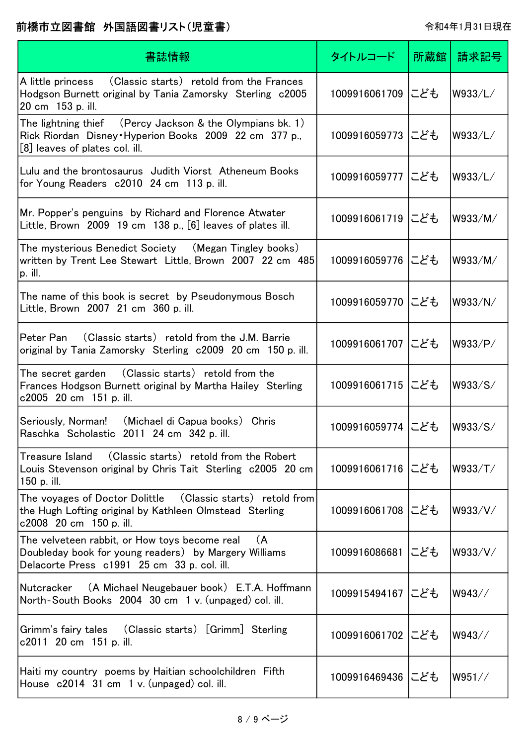# 前橋市立図書館　外国語図書リスト（児童書）

令和4年1月31日現在

| 書誌情報 | タイトルコード | 所蔵館 | 請求記号 |
|---|---|---|---|
| A little princess　（Classic starts）　retold from the Frances Hodgson Burnett original by Tania Zamorsky　Sterling　c2005　20 cm　153 p. ill. | 1009916061709 | こども | W933/L/ |
| The lightning thief　（Percy Jackson & the Olympians bk. 1）　Rick Riordan　Disney・Hyperion Books　2009　22 cm　377 p., [8] leaves of plates col. ill. | 1009916059773 | こども | W933/L/ |
| Lulu and the brontosaurus　Judith Viorst　Atheneum Books for Young Readers　c2010　24 cm　113 p. ill. | 1009916059777 | こども | W933/L/ |
| Mr. Popper's penguins　by Richard and Florence Atwater　Little, Brown　2009　19 cm　138 p., [6] leaves of plates ill. | 1009916061719 | こども | W933/M/ |
| The mysterious Benedict Society　（Megan Tingley books）　written by Trent Lee Stewart　Little, Brown　2007　22 cm　485 p. ill. | 1009916059776 | こども | W933/M/ |
| The name of this book is secret　by Pseudonymous Bosch　Little, Brown　2007　21 cm　360 p. ill. | 1009916059770 | こども | W933/N/ |
| Peter Pan　（Classic starts）　retold from the J.M. Barrie original by Tania Zamorsky　Sterling　c2009　20 cm　150 p. ill. | 1009916061707 | こども | W933/P/ |
| The secret garden　（Classic starts）　retold from the Frances Hodgson Burnett original by Martha Hailey　Sterling　c2005　20 cm　151 p. ill. | 1009916061715 | こども | W933/S/ |
| Seriously, Norman!　（Michael di Capua books）　Chris Raschka　Scholastic　2011　24 cm　342 p. ill. | 1009916059774 | こども | W933/S/ |
| Treasure Island　（Classic starts）　retold from the Robert Louis Stevenson original by Chris Tait　Sterling　c2005　20 cm　150 p. ill. | 1009916061716 | こども | W933/T/ |
| The voyages of Doctor Dolittle　（Classic starts）　retold from the Hugh Lofting original by Kathleen Olmstead　Sterling　c2008　20 cm　150 p. ill. | 1009916061708 | こども | W933/V/ |
| The velveteen rabbit, or How toys become real　（A Doubleday book for young readers）　by Margery Williams　Delacorte Press　c1991　25 cm　33 p. col. ill. | 1009916086681 | こども | W933/V/ |
| Nutcracker　（A Michael Neugebauer book）　E.T.A. Hoffmann　North-South Books　2004　30 cm　1 v. (unpaged) col. ill. | 1009915494167 | こども | W943// |
| Grimm's fairy tales　（Classic starts）　[Grimm]　Sterling　c2011　20 cm　151 p. ill. | 1009916061702 | こども | W943// |
| Haiti my country　poems by Haitian schoolchildren　Fifth House　c2014　31 cm　1 v. (unpaged) col. ill. | 1009916469436 | こども | W951// |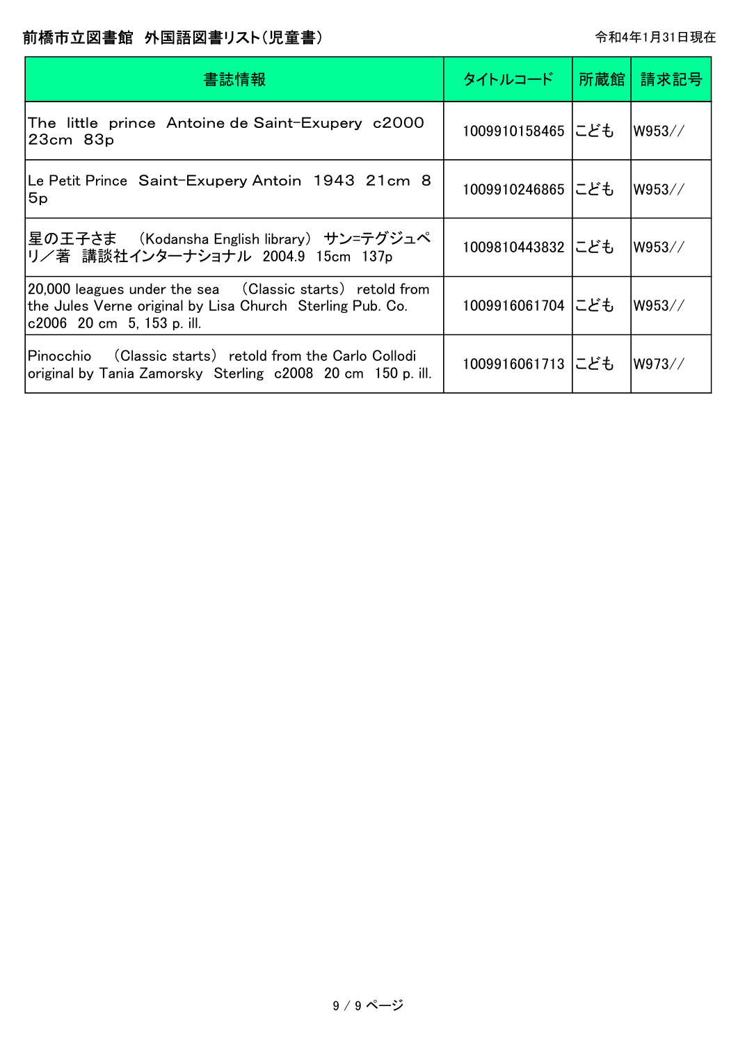前橋市立図書館　外国語図書リスト（児童書）

令和4年1月31日現在

| 書誌情報 | タイトルコード | 所蔵館 | 請求記号 |
| --- | --- | --- | --- |
| The little prince Antoine de Saint-Exupery c2000 23cm 83p | 1009910158465 | こども | W953// |
| Le Petit Prince Saint-Exupery Antoin 1943 21cm 85p | 1009910246865 | こども | W953// |
| 星の王子さま （Kodansha English library） サン=テグジュペリ／著 講談社インターナショナル 2004.9 15cm 137p | 1009810443832 | こども | W953// |
| 20,000 leagues under the sea （Classic starts） retold from the Jules Verne original by Lisa Church Sterling Pub. Co. c2006 20 cm 5, 153 p. ill. | 1009916061704 | こども | W953// |
| Pinocchio （Classic starts） retold from the Carlo Collodi original by Tania Zamorsky Sterling c2008 20 cm 150 p. ill. | 1009916061713 | こども | W973// |